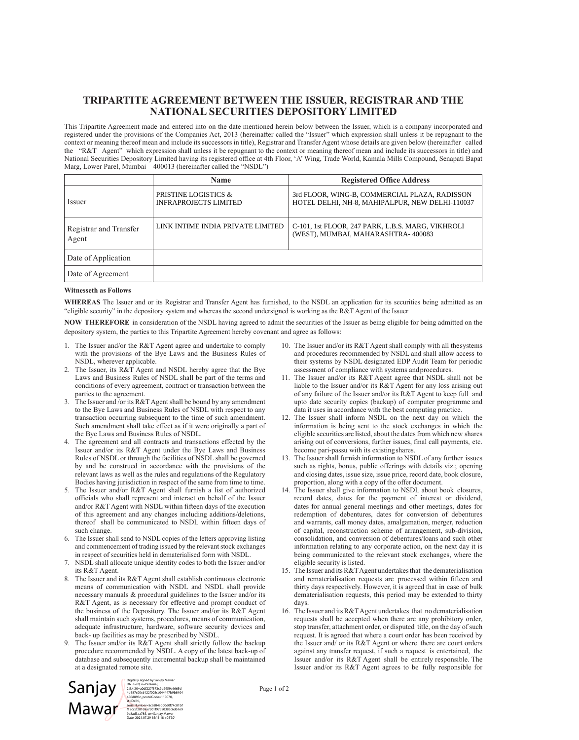# TRIPARTITE AGREEMENT BETWEEN THE ISSUER, REGISTRAR AND THE NATIONAL SECURITIES DEPOSITORY LIMITED

This Tripartite Agreement made and entered into on the date mentioned herein below between the Issuer, which is a company incorporated and registered under the provisions of the Companies Act, 2013 (hereinafter called the "Issuer" which expression shall unless it be repugnant to the context or meaning thereof mean and include its successors in title), Registrar and Transfer Agent whose details are given below (hereinafter called the "R&T Agent" which expression shall unless it be repugnant to the context or meaning thereof mean and include its successors in title) and National Securities Depository Limited having its registered office at 4th Floor, 'A' Wing, Trade World, Kamala Mills Compound, Senapati Bapat Marg, Lower Parel, Mumbai – 400013 (hereinafter called the "NSDL")

| | Name | Registered Office Address |
|---|---|---|
| Issuer | PRISTINE LOGISTICS & INFRAPROJECTS LIMITED | 3rd FLOOR, WING-B, COMMERCIAL PLAZA, RADISSON HOTEL DELHI, NH-8, MAHIPALPUR, NEW DELHI-110037 |
| Registrar and Transfer Agent | LINK INTIME INDIA PRIVATE LIMITED | C-101, 1st FLOOR, 247 PARK, L.B.S. MARG, VIKHROLI (WEST), MUMBAI, MAHARASHTRA- 400083 |
| Date of Application | | |
| Date of Agreement | | |

**Witnesseth as Follows**

**WHEREAS** The Issuer and or its Registrar and Transfer Agent has furnished, to the NSDL an application for its securities being admitted as an "eligible security" in the depository system and whereas the second undersigned is working as the R&T Agent of the Issuer

**NOW THEREFORE** in consideration of the NSDL having agreed to admit the securities of the Issuer as being eligible for being admitted on the depository system, the parties to this Tripartite Agreement hereby covenant and agree as follows:

1. The Issuer and/or the R&T Agent agree and undertake to comply with the provisions of the Bye Laws and the Business Rules of NSDL, wherever applicable.
2. The Issuer, its R&T Agent and NSDL hereby agree that the Bye Laws and Business Rules of NSDL shall be part of the terms and conditions of every agreement, contract or transaction between the parties to the agreement.
3. The Issuer and /or its R&T Agent shall be bound by any amendment to the Bye Laws and Business Rules of NSDL with respect to any transaction occurring subsequent to the time of such amendment. Such amendment shall take effect as if it were originally a part of the Bye Laws and Business Rules of NSDL.
4. The agreement and all contracts and transactions effected by the Issuer and/or its R&T Agent under the Bye Laws and Business Rules of NSDL or through the facilities of NSDL shall be governed by and be construed in accordance with the provisions of the relevant laws as well as the rules and regulations of the Regulatory Bodies having jurisdiction in respect of the same from time to time.
5. The Issuer and/or R&T Agent shall furnish a list of authorized officials who shall represent and interact on behalf of the Issuer and/or R&T Agent with NSDL within fifteen days of the execution of this agreement and any changes including additions/deletions, thereof shall be communicated to NSDL within fifteen days of such change.
6. The Issuer shall send to NSDL copies of the letters approving listing and commencement of trading issued by the relevant stock exchanges in respect of securities held in dematerialised form with NSDL.
7. NSDL shall allocate unique identity codes to both the Issuer and/or its R&T Agent.
8. The Issuer and its R&T Agent shall establish continuous electronic means of communication with NSDL and NSDL shall provide necessary manuals & procedural guidelines to the Issuer and/or its R&T Agent, as is necessary for effective and prompt conduct of the business of the Depository. The Issuer and/or its R&T Agent shall maintain such systems, procedures, means of communication, adequate infrastructure, hardware, software security devices and back- up facilities as may be prescribed by NSDL.
9. The Issuer and/or its R&T Agent shall strictly follow the backup procedure recommended by NSDL. A copy of the latest back-up of database and subsequently incremental backup shall be maintained at a designated remote site.
10. The Issuer and/or its R&T Agent shall comply with all the systems and procedures recommended by NSDL and shall allow access to their systems by NSDL designated EDP Audit Team for periodic assessment of compliance with systems and procedures.
11. The Issuer and/or its R&T Agent agree that NSDL shall not be liable to the Issuer and/or its R&T Agent for any loss arising out of any failure of the Issuer and/or its R&T Agent to keep full and upto date security copies (backup) of computer programme and data it uses in accordance with the best computing practice.
12. The Issuer shall inform NSDL on the next day on which the information is being sent to the stock exchanges in which the eligible securities are listed, about the dates from which new shares arising out of conversions, further issues, final call payments, etc. become pari-passu with its existing shares.
13. The Issuer shall furnish information to NSDL of any further issues such as rights, bonus, public offerings with details viz.; opening and closing dates, issue size, issue price, record date, book closure, proportion, along with a copy of the offer document.
14. The Issuer shall give information to NSDL about book closures, record dates, dates for the payment of interest or dividend, dates for annual general meetings and other meetings, dates for redemption of debentures, dates for conversion of debentures and warrants, call money dates, amalgamation, merger, reduction of capital, reconstruction scheme of arrangement, sub-division, consolidation, and conversion of debentures/loans and such other information relating to any corporate action, on the next day it is being communicated to the relevant stock exchanges, where the eligible security is listed.
15. The Issuer and its R&T Agent undertakes that the dematerialisation and rematerialisation requests are processed within fifteen and thirty days respectively. However, it is agreed that in case of bulk dematerialisation requests, this period may be extended to thirty days.
16. The Issuer and its R&T Agent undertakes that no dematerialisation requests shall be accepted when there are any prohibitory order, stop transfer, attachment order, or disputed title, on the day of such request. It is agreed that where a court order has been received by the Issuer and/ or its R&T Agent or where there are court orders against any transfer request, if such a request is entertained, the Issuer and/or its R&T Agent shall be entirely responsible. The Issuer and/or its R&T Agent agrees to be fully responsible for

Sanjay Mawar

Digitally signed by Sanjay Mawar
DN: c=IN, o=Personal, 2.5.4.20=a0df227f373c9b2959a6665d4b587c00c6122f005cc044447b9b8404456d893c, postalCode=110070, st=Delhi, serialNumber=5ca884eb00d0f74c81bff19cc5f28169a7301f97590385c6d67e99e8ad3aa785, cn=Sanjay Mawar
Date: 2021.07.29 15:11:18 +05'30'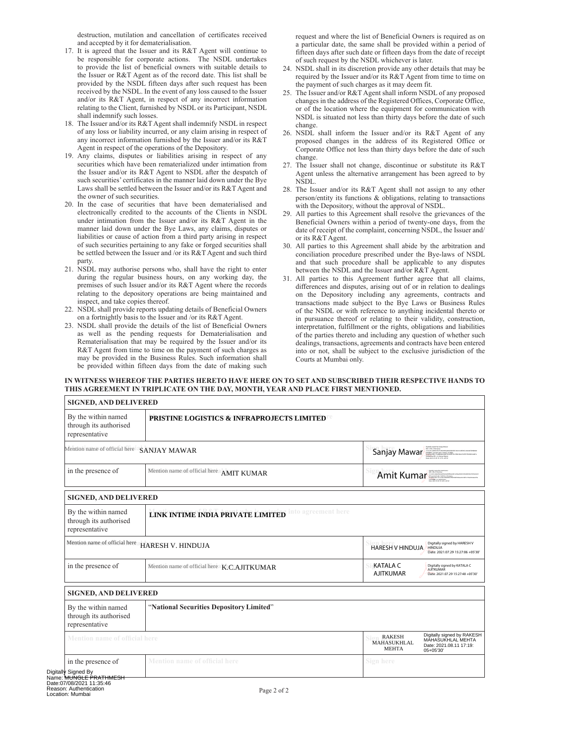destruction, mutilation and cancellation of certificates received and accepted by it for dematerialisation.

17. It is agreed that the Issuer and its R&T Agent will continue to be responsible for corporate actions. The NSDL undertakes to provide the list of beneficial owners with suitable details to the Issuer or R&T Agent as of the record date. This list shall be provided by the NSDL fifteen days after such request has been received by the NSDL. In the event of any loss caused to the Issuer and/or its R&T Agent, in respect of any incorrect information relating to the Client, furnished by NSDL or its Participant, NSDL shall indemnify such losses.
18. The Issuer and/or its R&T Agent shall indemnify NSDL in respect of any loss or liability incurred, or any claim arising in respect of any incorrect information furnished by the Issuer and/or its R&T Agent in respect of the operations of the Depository.
19. Any claims, disputes or liabilities arising in respect of any securities which have been rematerialized under intimation from the Issuer and/or its R&T Agent to NSDL after the despatch of such securities' certificates in the manner laid down under the Bye Laws shall be settled between the Issuer and/or its R&T Agent and the owner of such securities.
20. In the case of securities that have been dematerialised and electronically credited to the accounts of the Clients in NSDL under intimation from the Issuer and/or its R&T Agent in the manner laid down under the Bye Laws, any claims, disputes or liabilities or cause of action from a third party arising in respect of such securities pertaining to any fake or forged securities shall be settled between the Issuer and /or its R&T Agent and such third party.
21. NSDL may authorise persons who, shall have the right to enter during the regular business hours, on any working day, the premises of such Issuer and/or its R&T Agent where the records relating to the depository operations are being maintained and inspect, and take copies thereof.
22. NSDL shall provide reports updating details of Beneficial Owners on a fortnightly basis to the Issuer and /or its R&T Agent.
23. NSDL shall provide the details of the list of Beneficial Owners as well as the pending requests for Dematerialisation and Rematerialisation that may be required by the Issuer and/or its R&T Agent from time to time on the payment of such charges as may be provided in the Business Rules. Such information shall be provided within fifteen days from the date of making such request and where the list of Beneficial Owners is required as on a particular date, the same shall be provided within a period of fifteen days after such date or fifteen days from the date of receipt of such request by the NSDL whichever is later.
24. NSDL shall in its discretion provide any other details that may be required by the Issuer and/or its R&T Agent from time to time on the payment of such charges as it may deem fit.
25. The Issuer and/or its R&T Agent shall inform NSDL of any proposed changes in the address of the Registered Offices, Corporate Office, or of the location where the equipment for communication with NSDL is situated not less than thirty days before the date of such change.
26. NSDL shall inform the Issuer and/or its R&T Agent of any proposed changes in the address of its Registered Office or Corporate Office not less than thirty days before the date of such change.
27. The Issuer shall not change, discontinue or substitute its R&T Agent unless the alternative arrangement has been agreed to by NSDL.
28. The Issuer and/or its R&T Agent shall not assign to any other person/entity its functions & obligations, relating to transactions with the Depository, without the approval of NSDL.
29. All parties to this Agreement shall resolve the grievances of the Beneficial Owners within a period of twenty-one days, from the date of receipt of the complaint, concerning NSDL, the Issuer and/ or its R&T Agent.
30. All parties to this Agreement shall abide by the arbitration and conciliation procedure prescribed under the Bye-laws of NSDL and that such procedure shall be applicable to any disputes between the NSDL and the Issuer and/or R&T Agent.
31. All parties to this Agreement further agree that all claims, differences and disputes, arising out of or in relation to dealings on the Depository including any agreements, contracts and transactions made subject to the Bye Laws or Business Rules of the NSDL or with reference to anything incidental thereto or in pursuance thereof or relating to their validity, construction, interpretation, fulfillment or the rights, obligations and liabilities of the parties thereto and including any question of whether such dealings, transactions, agreements and contracts have been entered into or not, shall be subject to the exclusive jurisdiction of the Courts at Mumbai only.

**IN WITNESS WHEREOF THE PARTIES HERETO HAVE HERE ON TO SET AND SUBSCRIBED THEIR RESPECTIVE HANDS TO THIS AGREEMENT IN TRIPLICATE ON THE DAY, MONTH, YEAR AND PLACE FIRST MENTIONED.**

| **SIGNED, AND DELIVERED** | | |
|---|---|---|
| By the within named through its authorised representative | **PRISTINE LOGISTICS & INFRAPROJECTS LIMITED** | |
| | SANJAY MAWAR | Sanjay Mawar |
| in the presence of | AMIT KUMAR | Amit Kumar |

| **SIGNED, AND DELIVERED** | | |
|---|---|---|
| By the within named through its authorised representative | **LINK INTIME INDIA PRIVATE LIMITED** | |
| | HARESH V. HINDUJA | HARESH V HINDUJA Digitally signed by HARESH V HINDUJA Date: 2021.07.29 15:27:06 +05'30' |
| in the presence of | K.C.AJITKUMAR | KATALA C AJITKUMAR Digitally signed by KATALA C AJITKUMAR Date: 2021.07.29 15:27:48 +05'30' |

| **SIGNED, AND DELIVERED** | | |
|---|---|---|
| By the within named through its authorised representative | "**National Securities Depository Limited**" | |
| | | RAKESH MAHASUKHLAL MEHTA Digitally signed by RAKESH MAHASUKHLAL MEHTA Date: 2021.08.11 17:19:05+05'30' |
| in the presence of | | |

Digitally Signed By
Name: MUNGLE PRATHMESH
Date:07/08/2021 11:35:46
Reason: Authentication
Location: Mumbai